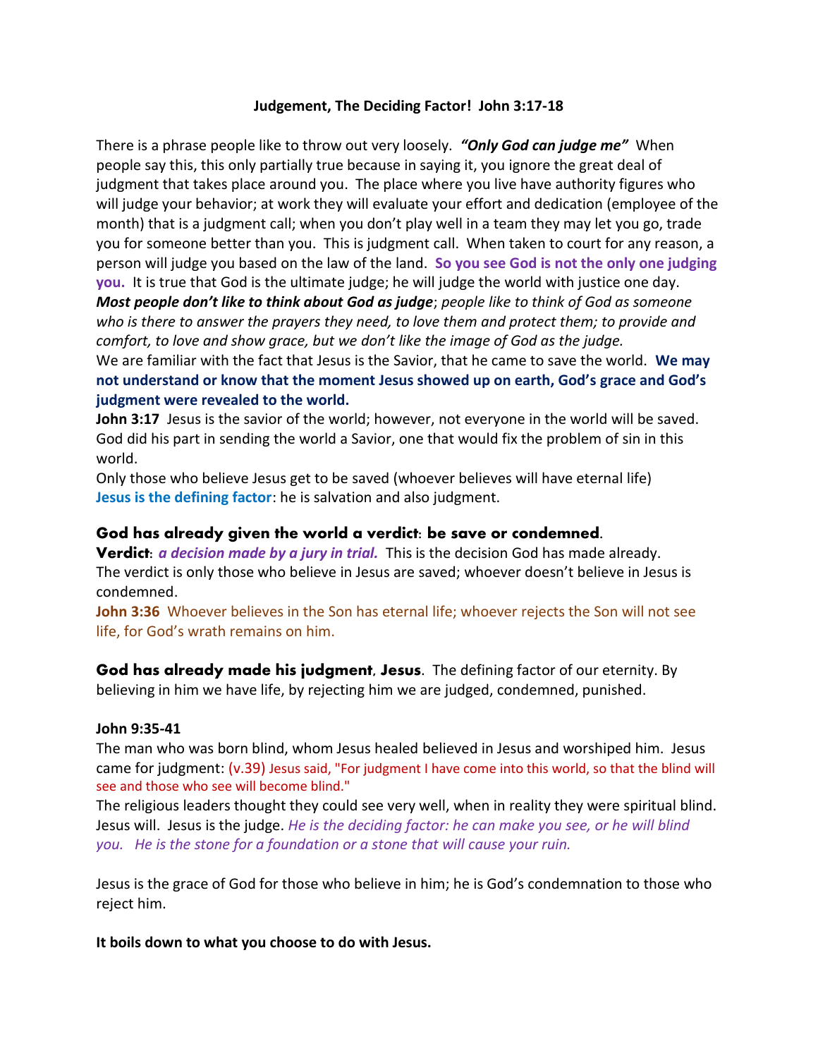**Judgement, The Deciding Factor! John 3:17-18**

There is a phrase people like to throw out very loosely. ***"Only God can judge me"*** When people say this, this only partially true because in saying it, you ignore the great deal of judgment that takes place around you. The place where you live have authority figures who will judge your behavior; at work they will evaluate your effort and dedication (employee of the month) that is a judgment call; when you don't play well in a team they may let you go, trade you for someone better than you. This is judgment call. When taken to court for any reason, a person will judge you based on the law of the land. **So you see God is not the only one judging you.** It is true that God is the ultimate judge; he will judge the world with justice one day. ***Most people don't like to think about God as judge****; people like to think of God as someone who is there to answer the prayers they need, to love them and protect them; to provide and comfort, to love and show grace, but we don't like the image of God as the judge.*
We are familiar with the fact that Jesus is the Savior, that he came to save the world. **We may not understand or know that the moment Jesus showed up on earth, God's grace and God's judgment were revealed to the world.**
**John 3:17** Jesus is the savior of the world; however, not everyone in the world will be saved. God did his part in sending the world a Savior, one that would fix the problem of sin in this world.
Only those who believe Jesus get to be saved (whoever believes will have eternal life)
**Jesus is the defining factor**: he is salvation and also judgment.

**God has already given the world a verdict: be save or condemned.**
**Verdict**: ***a decision made by a jury in trial.*** This is the decision God has made already.
The verdict is only those who believe in Jesus are saved; whoever doesn't believe in Jesus is condemned.
**John 3:36** Whoever believes in the Son has eternal life; whoever rejects the Son will not see life, for God's wrath remains on him.

**God has already made his judgment, Jesus.** The defining factor of our eternity. By believing in him we have life, by rejecting him we are judged, condemned, punished.

**John 9:35-41**
The man who was born blind, whom Jesus healed believed in Jesus and worshiped him. Jesus came for judgment: (v.39) Jesus said, "For judgment I have come into this world, so that the blind will see and those who see will become blind."
The religious leaders thought they could see very well, when in reality they were spiritual blind. Jesus will. Jesus is the judge. *He is the deciding factor: he can make you see, or he will blind you. He is the stone for a foundation or a stone that will cause your ruin.*

Jesus is the grace of God for those who believe in him; he is God's condemnation to those who reject him.

**It boils down to what you choose to do with Jesus.**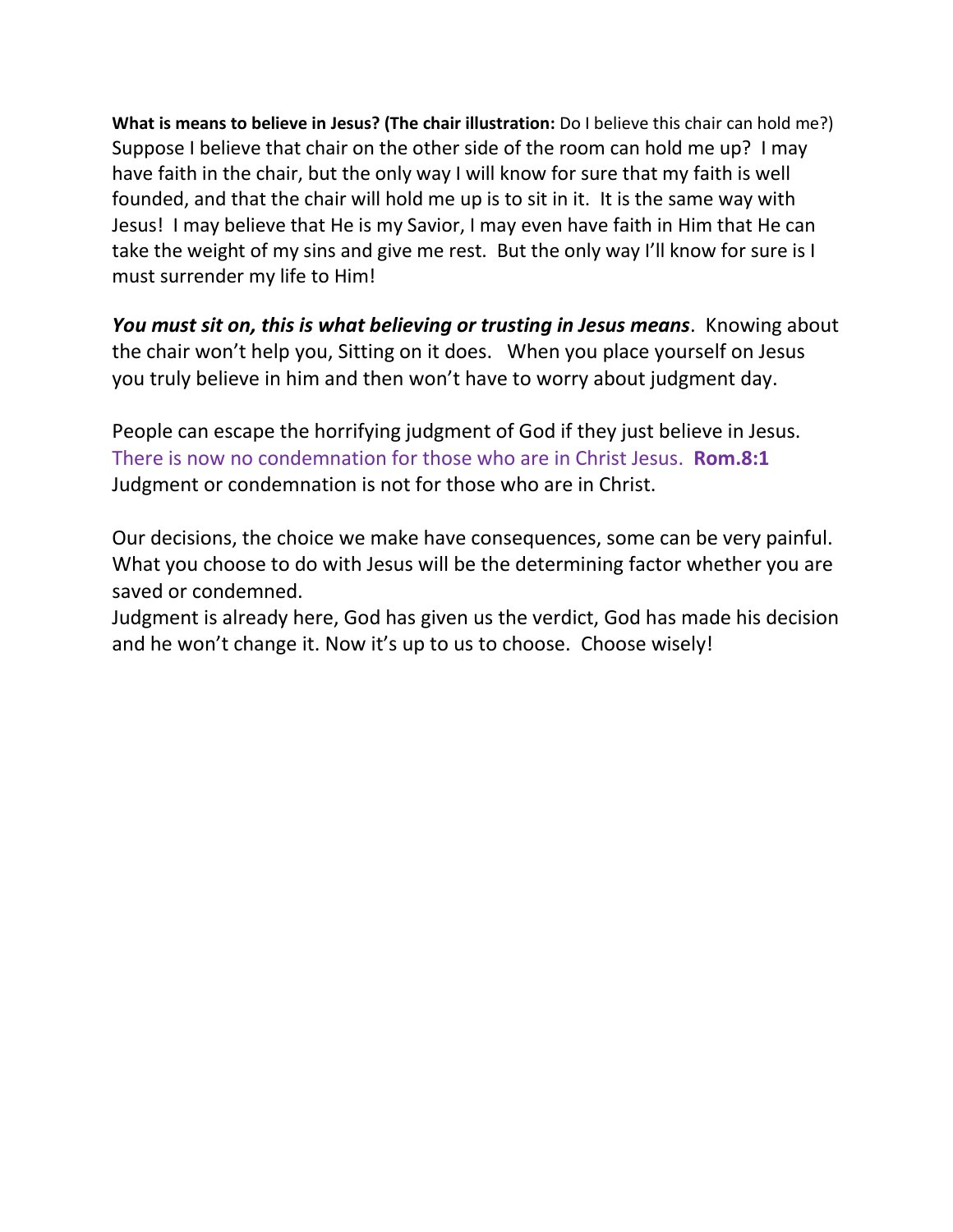**What is means to believe in Jesus? (The chair illustration:** Do I believe this chair can hold me?) Suppose I believe that chair on the other side of the room can hold me up? I may have faith in the chair, but the only way I will know for sure that my faith is well founded, and that the chair will hold me up is to sit in it. It is the same way with Jesus! I may believe that He is my Savior, I may even have faith in Him that He can take the weight of my sins and give me rest. But the only way I'll know for sure is I must surrender my life to Him!

***You must sit on, this is what believing or trusting in Jesus means***. Knowing about the chair won't help you, Sitting on it does. When you place yourself on Jesus you truly believe in him and then won't have to worry about judgment day.

People can escape the horrifying judgment of God if they just believe in Jesus. There is now no condemnation for those who are in Christ Jesus. **Rom.8:1** Judgment or condemnation is not for those who are in Christ.

Our decisions, the choice we make have consequences, some can be very painful. What you choose to do with Jesus will be the determining factor whether you are saved or condemned.
Judgment is already here, God has given us the verdict, God has made his decision and he won't change it. Now it's up to us to choose. Choose wisely!